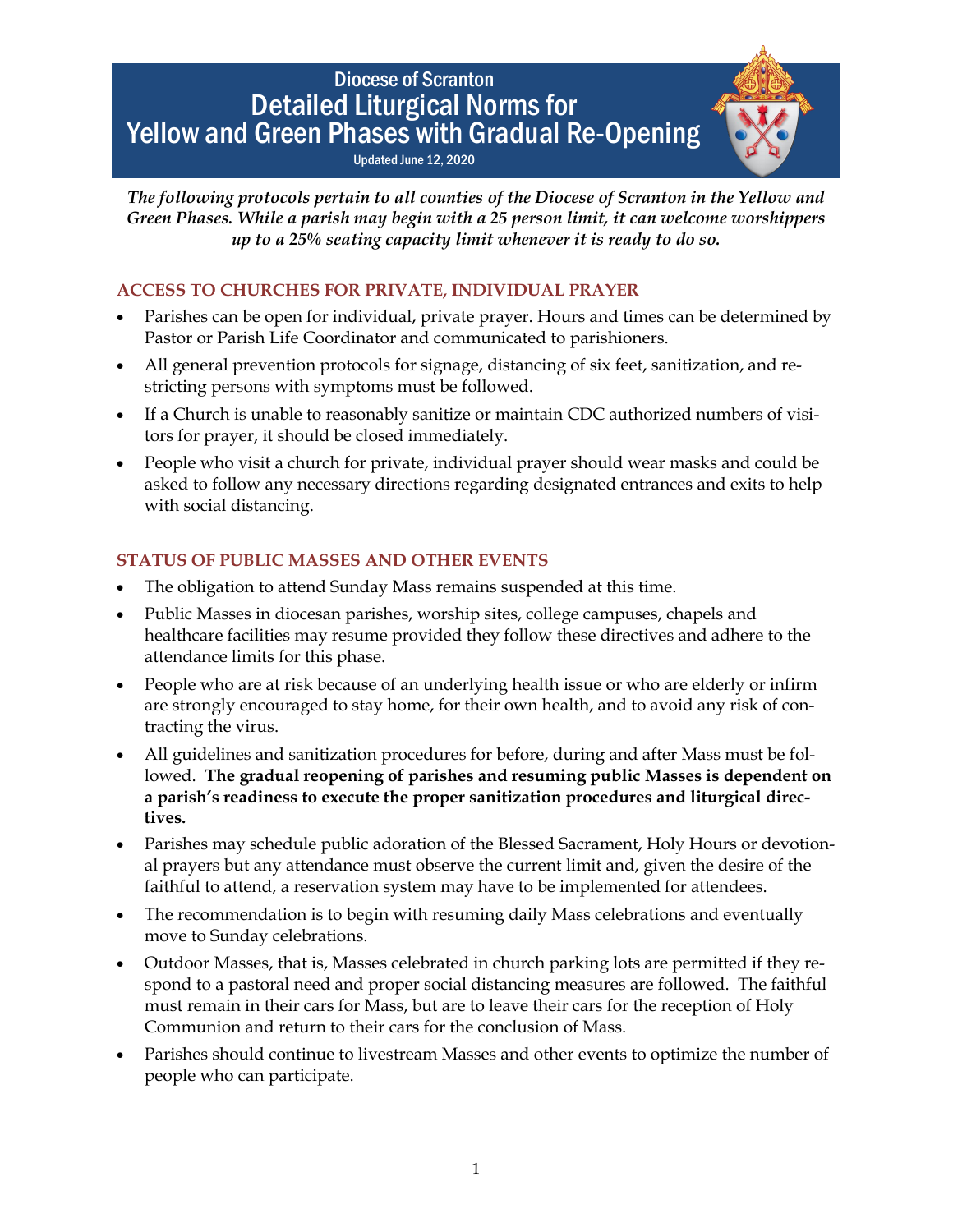# Diocese of Scranton
# Detailed Liturgical Norms for Yellow and Green Phases with Gradual Re-Opening

Updated June 12, 2020

***The following protocols pertain to all counties of the Diocese of Scranton in the Yellow and Green Phases. While a parish may begin with a 25 person limit, it can welcome worshippers up to a 25% seating capacity limit whenever it is ready to do so.***

## ACCESS TO CHURCHES FOR PRIVATE, INDIVIDUAL PRAYER

- Parishes can be open for individual, private prayer. Hours and times can be determined by Pastor or Parish Life Coordinator and communicated to parishioners.
- All general prevention protocols for signage, distancing of six feet, sanitization, and restricting persons with symptoms must be followed.
- If a Church is unable to reasonably sanitize or maintain CDC authorized numbers of visitors for prayer, it should be closed immediately.
- People who visit a church for private, individual prayer should wear masks and could be asked to follow any necessary directions regarding designated entrances and exits to help with social distancing.

## STATUS OF PUBLIC MASSES AND OTHER EVENTS

- The obligation to attend Sunday Mass remains suspended at this time.
- Public Masses in diocesan parishes, worship sites, college campuses, chapels and healthcare facilities may resume provided they follow these directives and adhere to the attendance limits for this phase.
- People who are at risk because of an underlying health issue or who are elderly or infirm are strongly encouraged to stay home, for their own health, and to avoid any risk of contracting the virus.
- All guidelines and sanitization procedures for before, during and after Mass must be followed. **The gradual reopening of parishes and resuming public Masses is dependent on a parish's readiness to execute the proper sanitization procedures and liturgical directives.**
- Parishes may schedule public adoration of the Blessed Sacrament, Holy Hours or devotional prayers but any attendance must observe the current limit and, given the desire of the faithful to attend, a reservation system may have to be implemented for attendees.
- The recommendation is to begin with resuming daily Mass celebrations and eventually move to Sunday celebrations.
- Outdoor Masses, that is, Masses celebrated in church parking lots are permitted if they respond to a pastoral need and proper social distancing measures are followed. The faithful must remain in their cars for Mass, but are to leave their cars for the reception of Holy Communion and return to their cars for the conclusion of Mass.
- Parishes should continue to livestream Masses and other events to optimize the number of people who can participate.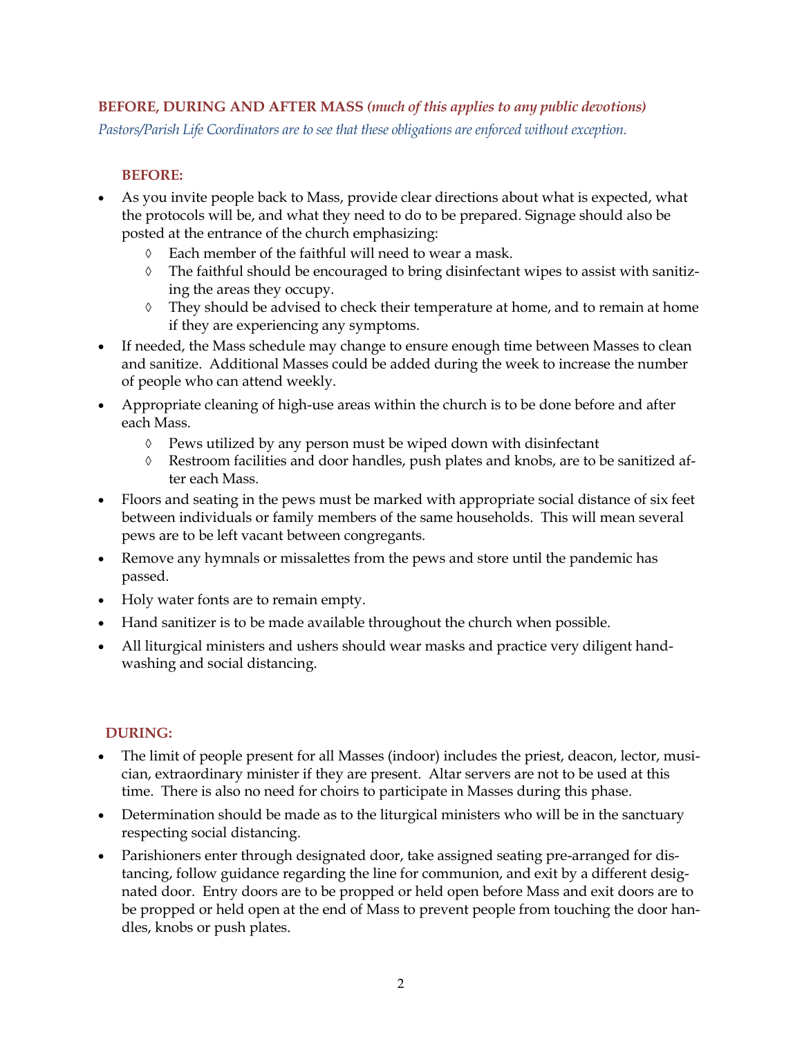## BEFORE, DURING AND AFTER MASS *(much of this applies to any public devotions)*

*Pastors/Parish Life Coordinators are to see that these obligations are enforced without exception.*

### BEFORE:

- As you invite people back to Mass, provide clear directions about what is expected, what the protocols will be, and what they need to do to be prepared. Signage should also be posted at the entrance of the church emphasizing:
    - Each member of the faithful will need to wear a mask.
    - The faithful should be encouraged to bring disinfectant wipes to assist with sanitizing the areas they occupy.
    - They should be advised to check their temperature at home, and to remain at home if they are experiencing any symptoms.
- If needed, the Mass schedule may change to ensure enough time between Masses to clean and sanitize. Additional Masses could be added during the week to increase the number of people who can attend weekly.
- Appropriate cleaning of high-use areas within the church is to be done before and after each Mass.
    - Pews utilized by any person must be wiped down with disinfectant
    - Restroom facilities and door handles, push plates and knobs, are to be sanitized after each Mass.
- Floors and seating in the pews must be marked with appropriate social distance of six feet between individuals or family members of the same households. This will mean several pews are to be left vacant between congregants.
- Remove any hymnals or missalettes from the pews and store until the pandemic has passed.
- Holy water fonts are to remain empty.
- Hand sanitizer is to be made available throughout the church when possible.
- All liturgical ministers and ushers should wear masks and practice very diligent hand-washing and social distancing.

### DURING:

- The limit of people present for all Masses (indoor) includes the priest, deacon, lector, musician, extraordinary minister if they are present. Altar servers are not to be used at this time. There is also no need for choirs to participate in Masses during this phase.
- Determination should be made as to the liturgical ministers who will be in the sanctuary respecting social distancing.
- Parishioners enter through designated door, take assigned seating pre-arranged for distancing, follow guidance regarding the line for communion, and exit by a different designated door. Entry doors are to be propped or held open before Mass and exit doors are to be propped or held open at the end of Mass to prevent people from touching the door handles, knobs or push plates.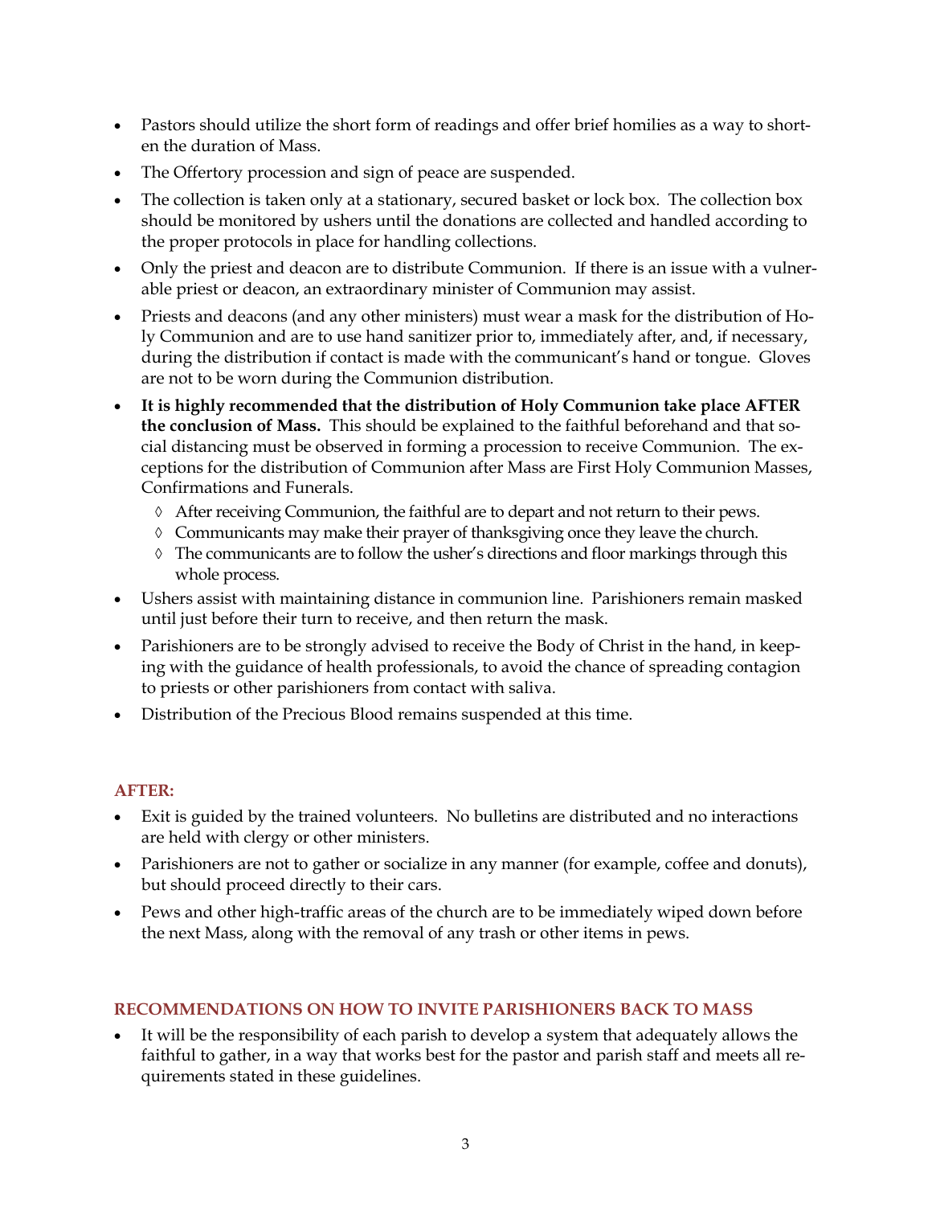- Pastors should utilize the short form of readings and offer brief homilies as a way to shorten the duration of Mass.
- The Offertory procession and sign of peace are suspended.
- The collection is taken only at a stationary, secured basket or lock box. The collection box should be monitored by ushers until the donations are collected and handled according to the proper protocols in place for handling collections.
- Only the priest and deacon are to distribute Communion. If there is an issue with a vulnerable priest or deacon, an extraordinary minister of Communion may assist.
- Priests and deacons (and any other ministers) must wear a mask for the distribution of Holy Communion and are to use hand sanitizer prior to, immediately after, and, if necessary, during the distribution if contact is made with the communicant's hand or tongue. Gloves are not to be worn during the Communion distribution.
- **It is highly recommended that the distribution of Holy Communion take place AFTER the conclusion of Mass.** This should be explained to the faithful beforehand and that social distancing must be observed in forming a procession to receive Communion. The exceptions for the distribution of Communion after Mass are First Holy Communion Masses, Confirmations and Funerals.
  - After receiving Communion, the faithful are to depart and not return to their pews.
  - Communicants may make their prayer of thanksgiving once they leave the church.
  - The communicants are to follow the usher's directions and floor markings through this whole process.
- Ushers assist with maintaining distance in communion line. Parishioners remain masked until just before their turn to receive, and then return the mask.
- Parishioners are to be strongly advised to receive the Body of Christ in the hand, in keeping with the guidance of health professionals, to avoid the chance of spreading contagion to priests or other parishioners from contact with saliva.
- Distribution of the Precious Blood remains suspended at this time.

## AFTER:

- Exit is guided by the trained volunteers. No bulletins are distributed and no interactions are held with clergy or other ministers.
- Parishioners are not to gather or socialize in any manner (for example, coffee and donuts), but should proceed directly to their cars.
- Pews and other high-traffic areas of the church are to be immediately wiped down before the next Mass, along with the removal of any trash or other items in pews.

## RECOMMENDATIONS ON HOW TO INVITE PARISHIONERS BACK TO MASS

- It will be the responsibility of each parish to develop a system that adequately allows the faithful to gather, in a way that works best for the pastor and parish staff and meets all requirements stated in these guidelines.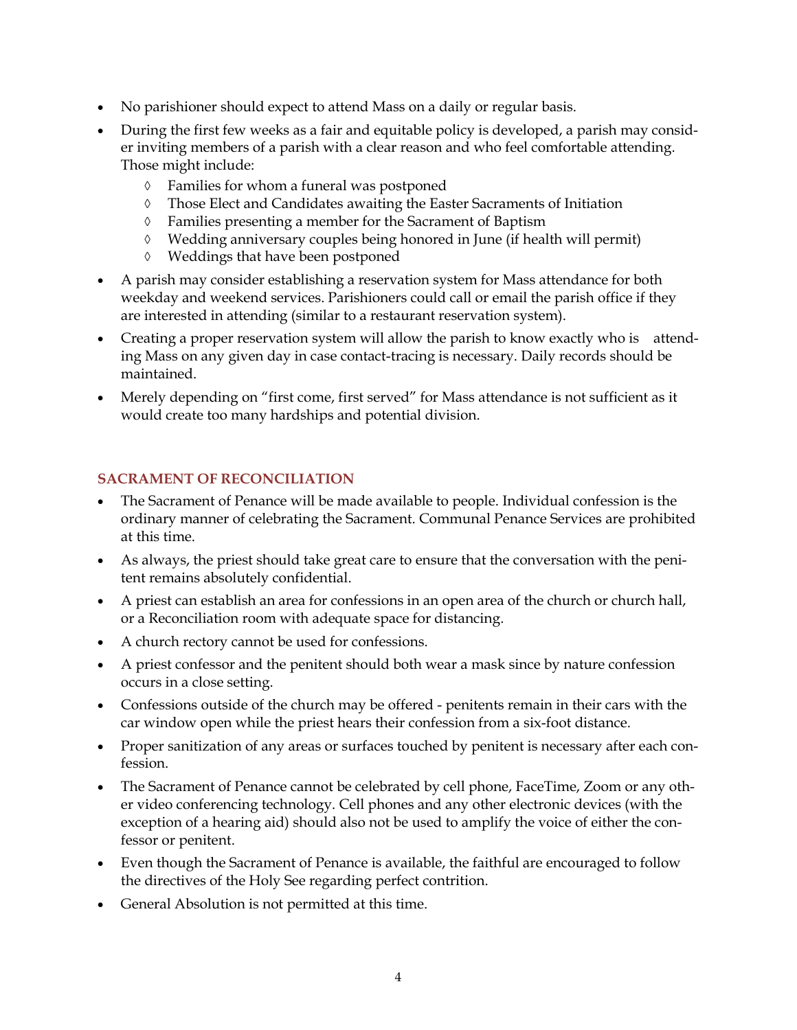- No parishioner should expect to attend Mass on a daily or regular basis.
- During the first few weeks as a fair and equitable policy is developed, a parish may consider inviting members of a parish with a clear reason and who feel comfortable attending. Those might include:
  - ◊ Families for whom a funeral was postponed
  - ◊ Those Elect and Candidates awaiting the Easter Sacraments of Initiation
  - ◊ Families presenting a member for the Sacrament of Baptism
  - ◊ Wedding anniversary couples being honored in June (if health will permit)
  - ◊ Weddings that have been postponed
- A parish may consider establishing a reservation system for Mass attendance for both weekday and weekend services. Parishioners could call or email the parish office if they are interested in attending (similar to a restaurant reservation system).
- Creating a proper reservation system will allow the parish to know exactly who is attending Mass on any given day in case contact-tracing is necessary. Daily records should be maintained.
- Merely depending on "first come, first served" for Mass attendance is not sufficient as it would create too many hardships and potential division.

## SACRAMENT OF RECONCILIATION

- The Sacrament of Penance will be made available to people. Individual confession is the ordinary manner of celebrating the Sacrament. Communal Penance Services are prohibited at this time.
- As always, the priest should take great care to ensure that the conversation with the penitent remains absolutely confidential.
- A priest can establish an area for confessions in an open area of the church or church hall, or a Reconciliation room with adequate space for distancing.
- A church rectory cannot be used for confessions.
- A priest confessor and the penitent should both wear a mask since by nature confession occurs in a close setting.
- Confessions outside of the church may be offered - penitents remain in their cars with the car window open while the priest hears their confession from a six-foot distance.
- Proper sanitization of any areas or surfaces touched by penitent is necessary after each confession.
- The Sacrament of Penance cannot be celebrated by cell phone, FaceTime, Zoom or any other video conferencing technology. Cell phones and any other electronic devices (with the exception of a hearing aid) should also not be used to amplify the voice of either the confessor or penitent.
- Even though the Sacrament of Penance is available, the faithful are encouraged to follow the directives of the Holy See regarding perfect contrition.
- General Absolution is not permitted at this time.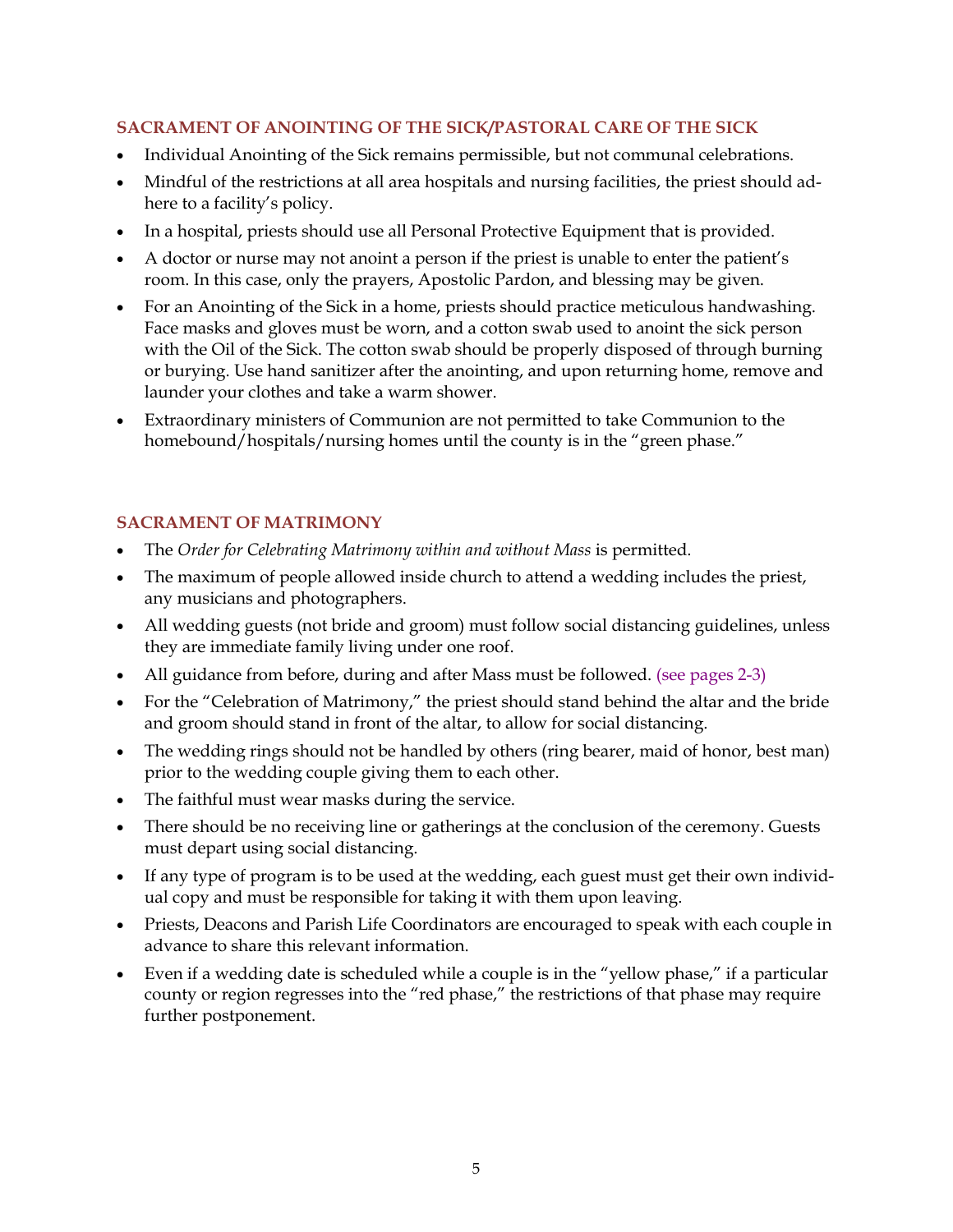## SACRAMENT OF ANOINTING OF THE SICK/PASTORAL CARE OF THE SICK

- Individual Anointing of the Sick remains permissible, but not communal celebrations.
- Mindful of the restrictions at all area hospitals and nursing facilities, the priest should adhere to a facility's policy.
- In a hospital, priests should use all Personal Protective Equipment that is provided.
- A doctor or nurse may not anoint a person if the priest is unable to enter the patient's room. In this case, only the prayers, Apostolic Pardon, and blessing may be given.
- For an Anointing of the Sick in a home, priests should practice meticulous handwashing. Face masks and gloves must be worn, and a cotton swab used to anoint the sick person with the Oil of the Sick. The cotton swab should be properly disposed of through burning or burying. Use hand sanitizer after the anointing, and upon returning home, remove and launder your clothes and take a warm shower.
- Extraordinary ministers of Communion are not permitted to take Communion to the homebound/hospitals/nursing homes until the county is in the "green phase."

## SACRAMENT OF MATRIMONY

- The *Order for Celebrating Matrimony within and without Mass* is permitted.
- The maximum of people allowed inside church to attend a wedding includes the priest, any musicians and photographers.
- All wedding guests (not bride and groom) must follow social distancing guidelines, unless they are immediate family living under one roof.
- All guidance from before, during and after Mass must be followed. (see pages 2-3)
- For the "Celebration of Matrimony," the priest should stand behind the altar and the bride and groom should stand in front of the altar, to allow for social distancing.
- The wedding rings should not be handled by others (ring bearer, maid of honor, best man) prior to the wedding couple giving them to each other.
- The faithful must wear masks during the service.
- There should be no receiving line or gatherings at the conclusion of the ceremony. Guests must depart using social distancing.
- If any type of program is to be used at the wedding, each guest must get their own individual copy and must be responsible for taking it with them upon leaving.
- Priests, Deacons and Parish Life Coordinators are encouraged to speak with each couple in advance to share this relevant information.
- Even if a wedding date is scheduled while a couple is in the "yellow phase," if a particular county or region regresses into the "red phase," the restrictions of that phase may require further postponement.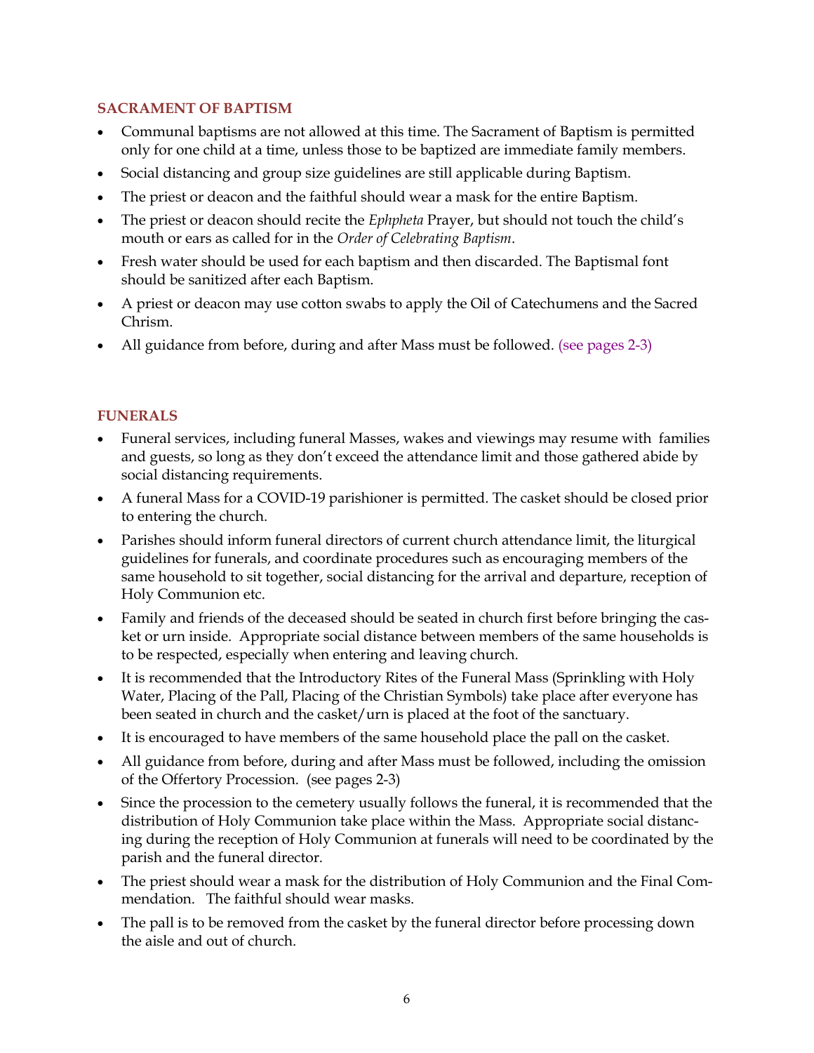## SACRAMENT OF BAPTISM

- Communal baptisms are not allowed at this time. The Sacrament of Baptism is permitted only for one child at a time, unless those to be baptized are immediate family members.
- Social distancing and group size guidelines are still applicable during Baptism.
- The priest or deacon and the faithful should wear a mask for the entire Baptism.
- The priest or deacon should recite the *Ephpheta* Prayer, but should not touch the child's mouth or ears as called for in the *Order of Celebrating Baptism*.
- Fresh water should be used for each baptism and then discarded. The Baptismal font should be sanitized after each Baptism.
- A priest or deacon may use cotton swabs to apply the Oil of Catechumens and the Sacred Chrism.
- All guidance from before, during and after Mass must be followed. (see pages 2-3)

## FUNERALS

- Funeral services, including funeral Masses, wakes and viewings may resume with families and guests, so long as they don't exceed the attendance limit and those gathered abide by social distancing requirements.
- A funeral Mass for a COVID-19 parishioner is permitted. The casket should be closed prior to entering the church.
- Parishes should inform funeral directors of current church attendance limit, the liturgical guidelines for funerals, and coordinate procedures such as encouraging members of the same household to sit together, social distancing for the arrival and departure, reception of Holy Communion etc.
- Family and friends of the deceased should be seated in church first before bringing the casket or urn inside. Appropriate social distance between members of the same households is to be respected, especially when entering and leaving church.
- It is recommended that the Introductory Rites of the Funeral Mass (Sprinkling with Holy Water, Placing of the Pall, Placing of the Christian Symbols) take place after everyone has been seated in church and the casket/urn is placed at the foot of the sanctuary.
- It is encouraged to have members of the same household place the pall on the casket.
- All guidance from before, during and after Mass must be followed, including the omission of the Offertory Procession. (see pages 2-3)
- Since the procession to the cemetery usually follows the funeral, it is recommended that the distribution of Holy Communion take place within the Mass. Appropriate social distancing during the reception of Holy Communion at funerals will need to be coordinated by the parish and the funeral director.
- The priest should wear a mask for the distribution of Holy Communion and the Final Commendation. The faithful should wear masks.
- The pall is to be removed from the casket by the funeral director before processing down the aisle and out of church.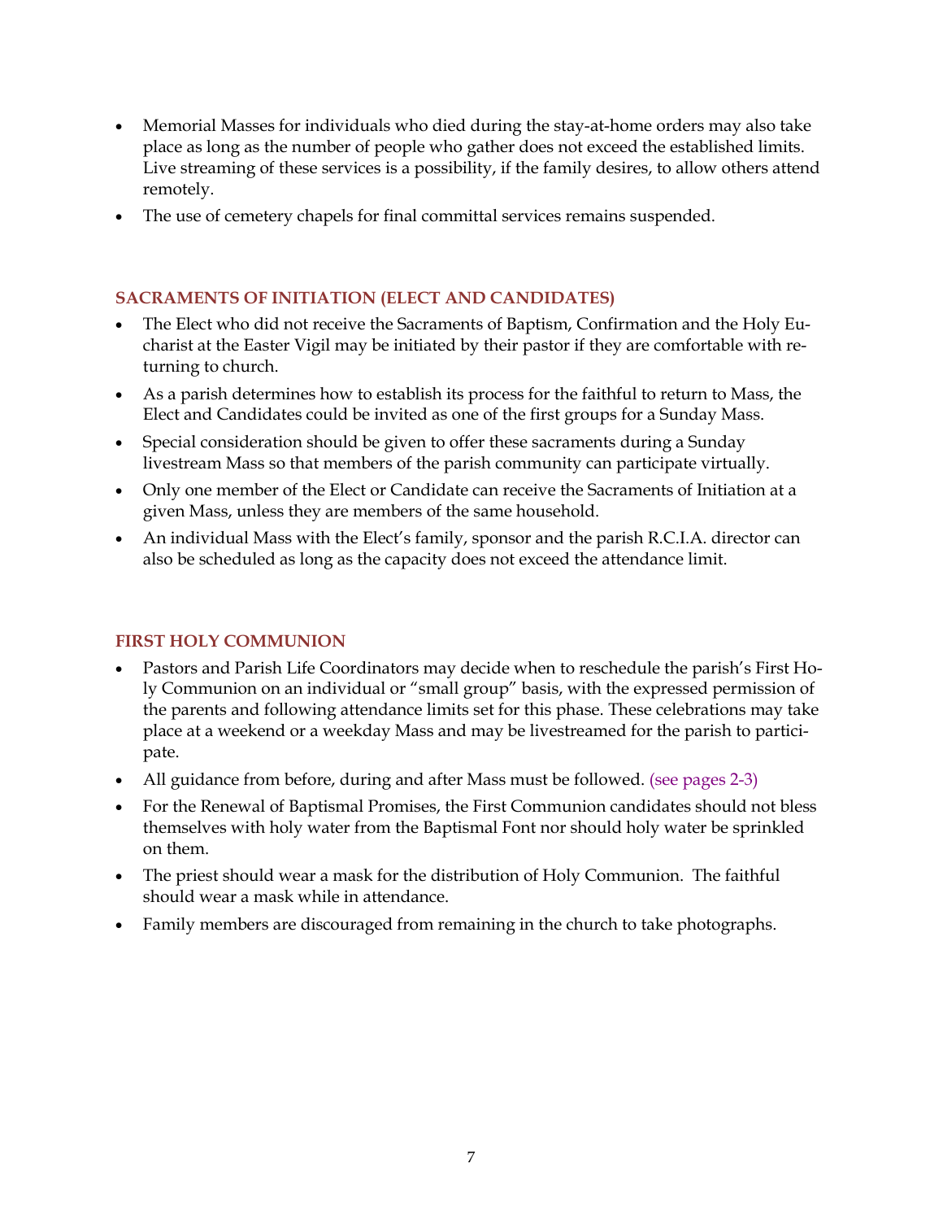- Memorial Masses for individuals who died during the stay-at-home orders may also take place as long as the number of people who gather does not exceed the established limits. Live streaming of these services is a possibility, if the family desires, to allow others attend remotely.
- The use of cemetery chapels for final committal services remains suspended.

## SACRAMENTS OF INITIATION (ELECT AND CANDIDATES)

- The Elect who did not receive the Sacraments of Baptism, Confirmation and the Holy Eucharist at the Easter Vigil may be initiated by their pastor if they are comfortable with returning to church.
- As a parish determines how to establish its process for the faithful to return to Mass, the Elect and Candidates could be invited as one of the first groups for a Sunday Mass.
- Special consideration should be given to offer these sacraments during a Sunday livestream Mass so that members of the parish community can participate virtually.
- Only one member of the Elect or Candidate can receive the Sacraments of Initiation at a given Mass, unless they are members of the same household.
- An individual Mass with the Elect's family, sponsor and the parish R.C.I.A. director can also be scheduled as long as the capacity does not exceed the attendance limit.

## FIRST HOLY COMMUNION

- Pastors and Parish Life Coordinators may decide when to reschedule the parish's First Holy Communion on an individual or "small group" basis, with the expressed permission of the parents and following attendance limits set for this phase. These celebrations may take place at a weekend or a weekday Mass and may be livestreamed for the parish to participate.
- All guidance from before, during and after Mass must be followed. (see pages 2-3)
- For the Renewal of Baptismal Promises, the First Communion candidates should not bless themselves with holy water from the Baptismal Font nor should holy water be sprinkled on them.
- The priest should wear a mask for the distribution of Holy Communion. The faithful should wear a mask while in attendance.
- Family members are discouraged from remaining in the church to take photographs.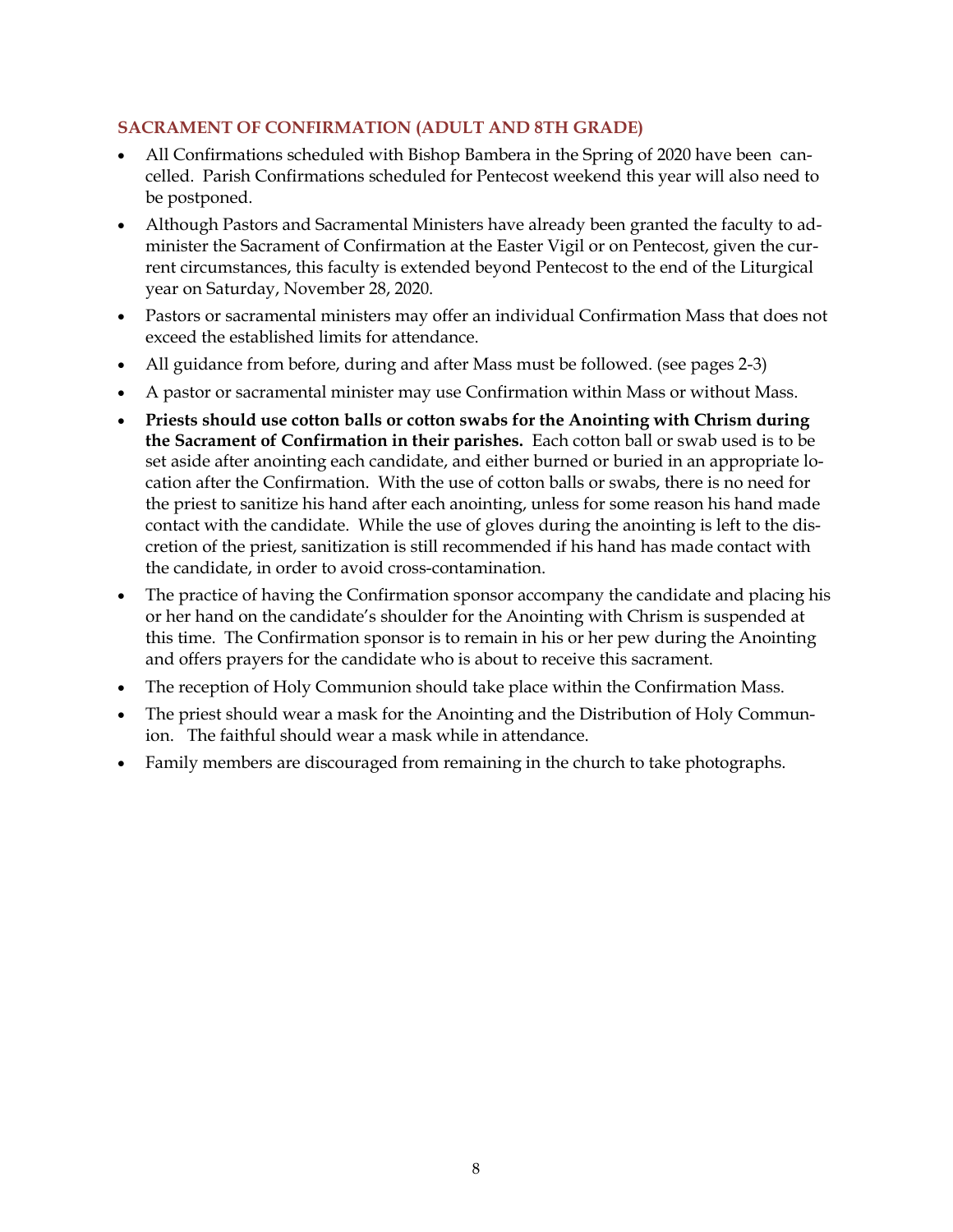## SACRAMENT OF CONFIRMATION (ADULT AND 8TH GRADE)

- All Confirmations scheduled with Bishop Bambera in the Spring of 2020 have been cancelled. Parish Confirmations scheduled for Pentecost weekend this year will also need to be postponed.
- Although Pastors and Sacramental Ministers have already been granted the faculty to administer the Sacrament of Confirmation at the Easter Vigil or on Pentecost, given the current circumstances, this faculty is extended beyond Pentecost to the end of the Liturgical year on Saturday, November 28, 2020.
- Pastors or sacramental ministers may offer an individual Confirmation Mass that does not exceed the established limits for attendance.
- All guidance from before, during and after Mass must be followed. (see pages 2-3)
- A pastor or sacramental minister may use Confirmation within Mass or without Mass.
- **Priests should use cotton balls or cotton swabs for the Anointing with Chrism during the Sacrament of Confirmation in their parishes.** Each cotton ball or swab used is to be set aside after anointing each candidate, and either burned or buried in an appropriate location after the Confirmation. With the use of cotton balls or swabs, there is no need for the priest to sanitize his hand after each anointing, unless for some reason his hand made contact with the candidate. While the use of gloves during the anointing is left to the discretion of the priest, sanitization is still recommended if his hand has made contact with the candidate, in order to avoid cross-contamination.
- The practice of having the Confirmation sponsor accompany the candidate and placing his or her hand on the candidate's shoulder for the Anointing with Chrism is suspended at this time. The Confirmation sponsor is to remain in his or her pew during the Anointing and offers prayers for the candidate who is about to receive this sacrament.
- The reception of Holy Communion should take place within the Confirmation Mass.
- The priest should wear a mask for the Anointing and the Distribution of Holy Communion. The faithful should wear a mask while in attendance.
- Family members are discouraged from remaining in the church to take photographs.